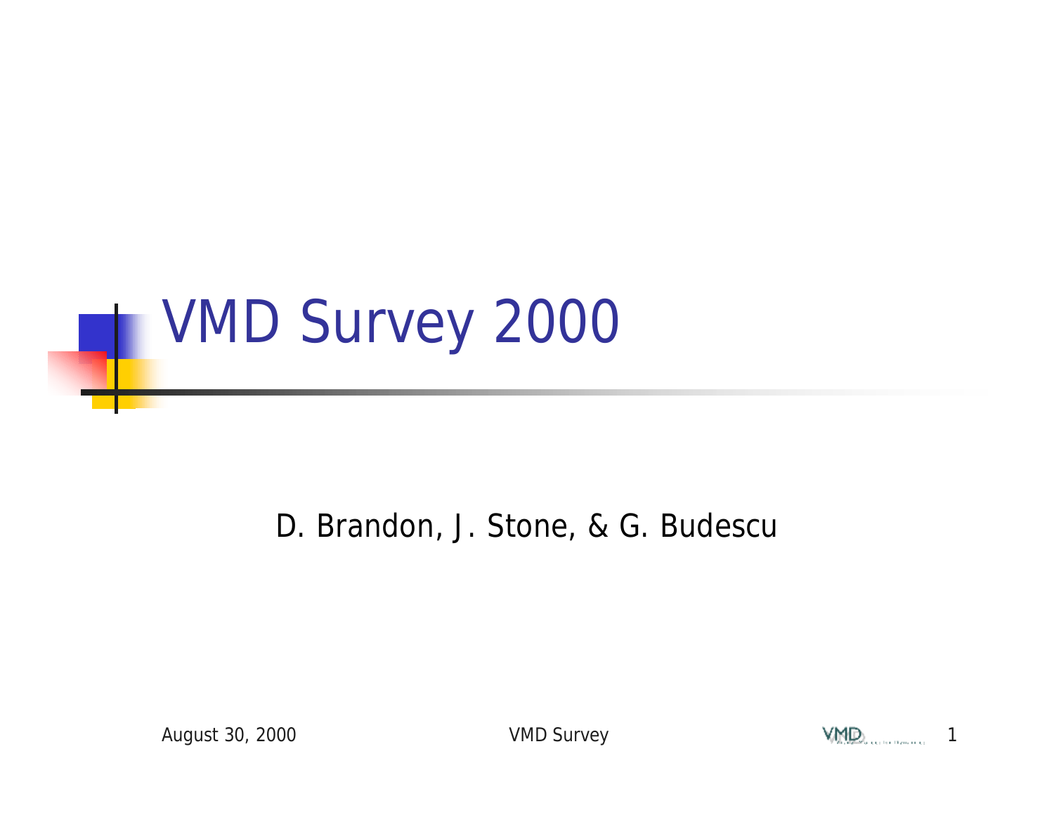# VMD Survey 2000

D. Brandon, J. Stone, & G. Budescu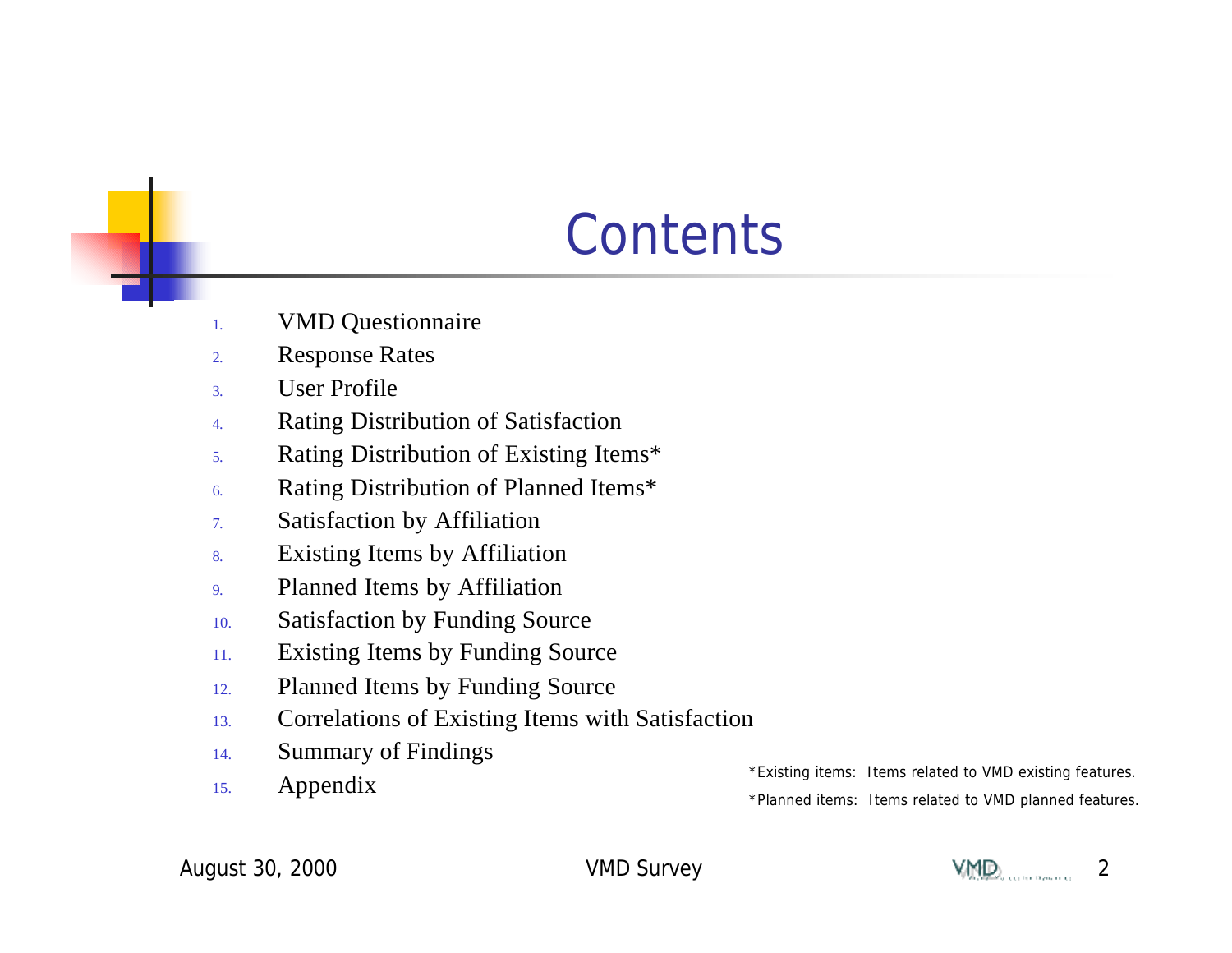# Contents

1. VMD Questionnaire
2. Response Rates
3. User Profile
4. Rating Distribution of Satisfaction
5. Rating Distribution of Existing Items*
6. Rating Distribution of Planned Items*
7. Satisfaction by Affiliation
8. Existing Items by Affiliation
9. Planned Items by Affiliation
10. Satisfaction by Funding Source
11. Existing Items by Funding Source
12. Planned Items by Funding Source
13. Correlations of Existing Items with Satisfaction
14. Summary of Findings
15. Appendix

*Existing items: Items related to VMD existing features.

*Planned items: Items related to VMD planned features.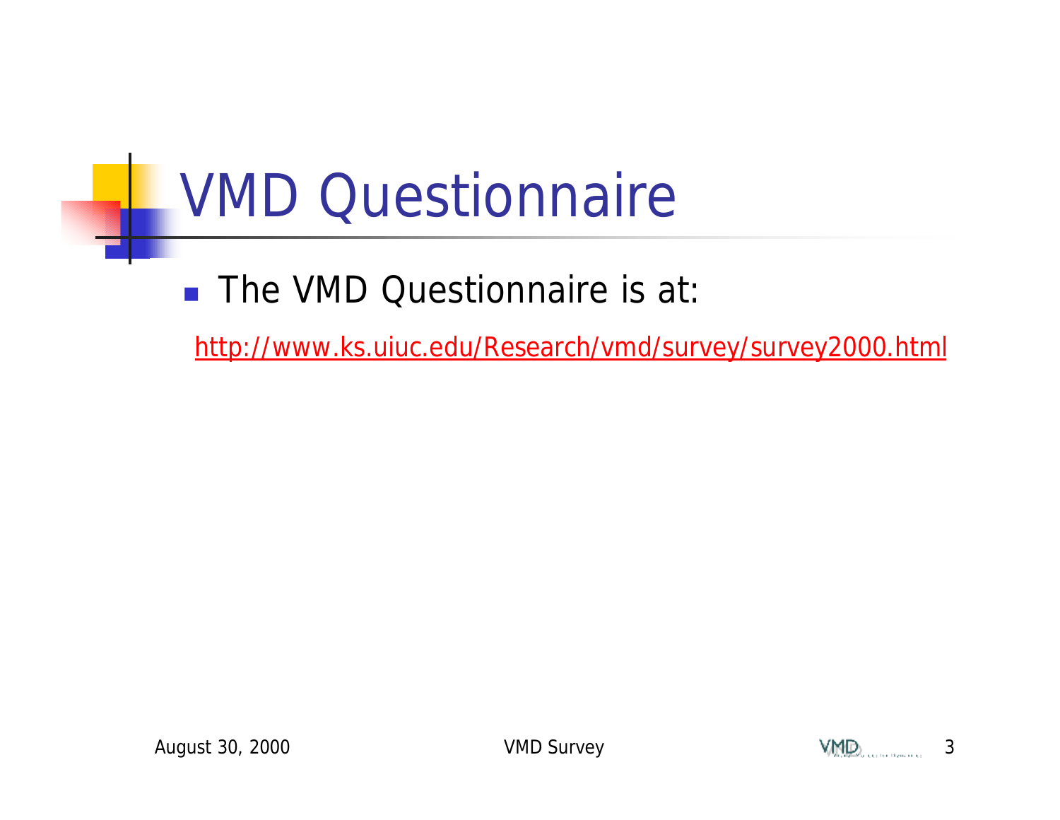# VMD Questionnaire

- The VMD Questionnaire is at:

http://www.ks.uiuc.edu/Research/vmd/survey/survey2000.html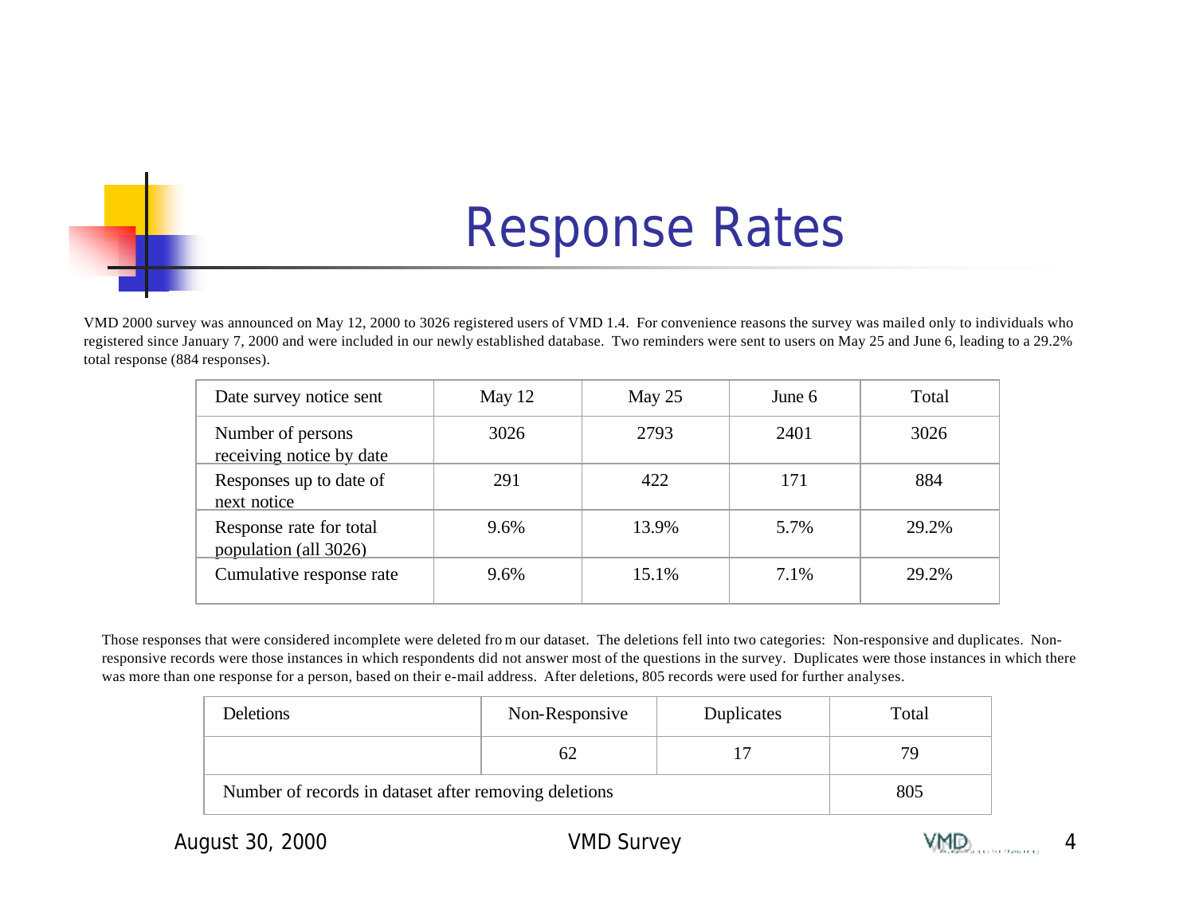# Response Rates

VMD 2000 survey was announced on May 12, 2000 to 3026 registered users of VMD 1.4. For convenience reasons the survey was mailed only to individuals who registered since January 7, 2000 and were included in our newly established database. Two reminders were sent to users on May 25 and June 6, leading to a 29.2% total response (884 responses).

| Date survey notice sent | May 12 | May 25 | June 6 | Total |
|---|---|---|---|---|
| Number of persons receiving notice by date | 3026 | 2793 | 2401 | 3026 |
| Responses up to date of next notice | 291 | 422 | 171 | 884 |
| Response rate for total population (all 3026) | 9.6% | 13.9% | 5.7% | 29.2% |
| Cumulative response rate | 9.6% | 15.1% | 7.1% | 29.2% |

Those responses that were considered incomplete were deleted from our dataset. The deletions fell into two categories: Non-responsive and duplicates. Non-responsive records were those instances in which respondents did not answer most of the questions in the survey. Duplicates were those instances in which there was more than one response for a person, based on their e-mail address. After deletions, 805 records were used for further analyses.

| Deletions | Non-Responsive | Duplicates | Total |
|---|---|---|---|
| | 62 | 17 | 79 |
| Number of records in dataset after removing deletions | | | 805 |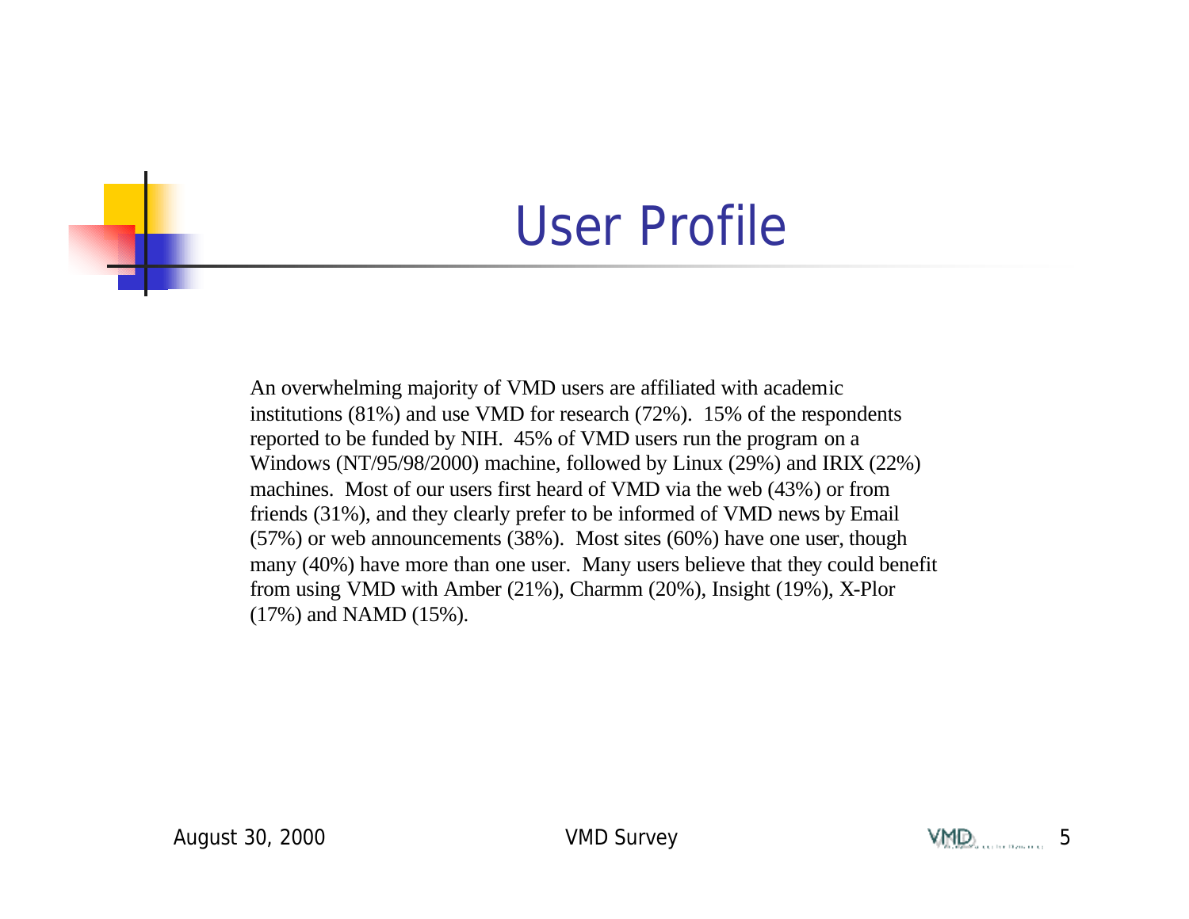# User Profile

An overwhelming majority of VMD users are affiliated with academic institutions (81%) and use VMD for research (72%). 15% of the respondents reported to be funded by NIH. 45% of VMD users run the program on a Windows (NT/95/98/2000) machine, followed by Linux (29%) and IRIX (22%) machines. Most of our users first heard of VMD via the web (43%) or from friends (31%), and they clearly prefer to be informed of VMD news by Email (57%) or web announcements (38%). Most sites (60%) have one user, though many (40%) have more than one user. Many users believe that they could benefit from using VMD with Amber (21%), Charmm (20%), Insight (19%), X-Plor (17%) and NAMD (15%).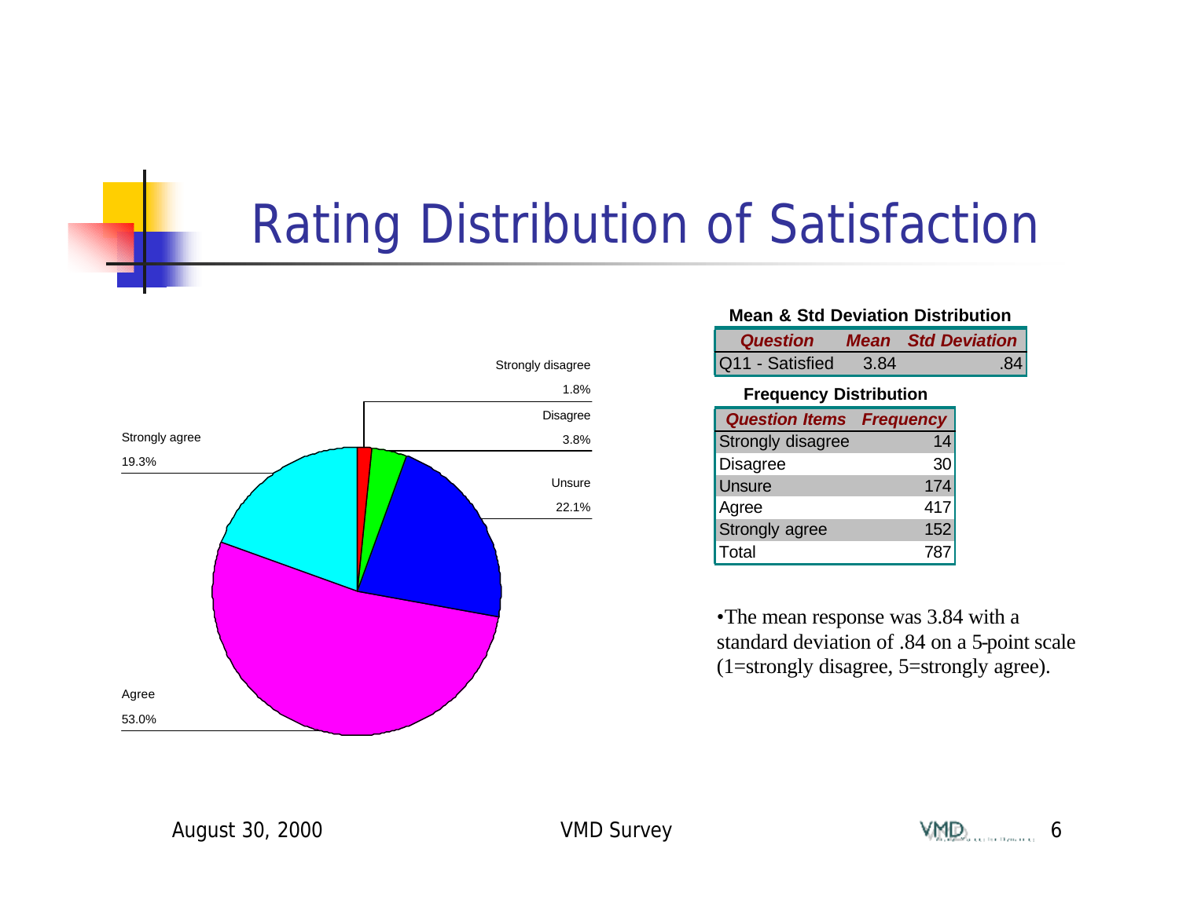# Rating Distribution of Satisfaction

Strongly disagree 1.8%

Disagree 3.8%

Unsure 22.1%

Agree 53.0%

Strongly agree 19.3%

**Mean & Std Deviation Distribution**

| Question | Mean | Std Deviation |
|---|---|---|
| Q11 - Satisfied | 3.84 | .84 |

**Frequency Distribution**

| Question Items | Frequency |
|---|---|
| Strongly disagree | 14 |
| Disagree | 30 |
| Unsure | 174 |
| Agree | 417 |
| Strongly agree | 152 |
| Total | 787 |

- The mean response was 3.84 with a standard deviation of .84 on a 5-point scale (1=strongly disagree, 5=strongly agree).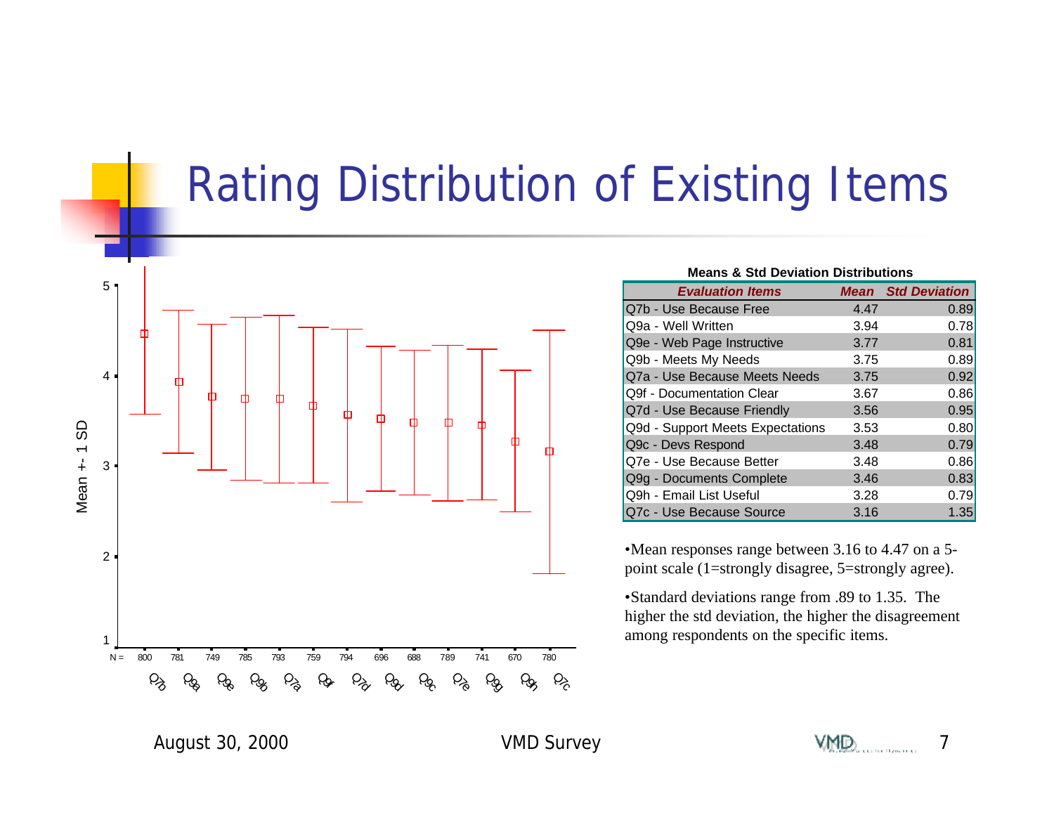# Rating Distribution of Existing Items

Mean +- 1 SD

| N = | 800 | 781 | 749 | 785 | 793 | 759 | 794 | 696 | 688 | 789 | 741 | 670 | 780 |
|---|---|---|---|---|---|---|---|---|---|---|---|---|---|
| | Q7b | Q9a | Q9e | Q9b | Q7a | Q9f | Q7d | Q9d | Q9c | Q7e | Q9g | Q9h | Q7c |

**Means & Std Deviation Distributions**

| Evaluation Items | Mean | Std Deviation |
|---|---|---|
| Q7b - Use Because Free | 4.47 | 0.89 |
| Q9a - Well Written | 3.94 | 0.78 |
| Q9e - Web Page Instructive | 3.77 | 0.81 |
| Q9b - Meets My Needs | 3.75 | 0.89 |
| Q7a - Use Because Meets Needs | 3.75 | 0.92 |
| Q9f - Documentation Clear | 3.67 | 0.86 |
| Q7d - Use Because Friendly | 3.56 | 0.95 |
| Q9d - Support Meets Expectations | 3.53 | 0.80 |
| Q9c - Devs Respond | 3.48 | 0.79 |
| Q7e - Use Because Better | 3.48 | 0.86 |
| Q9g - Documents Complete | 3.46 | 0.83 |
| Q9h - Email List Useful | 3.28 | 0.79 |
| Q7c - Use Because Source | 3.16 | 1.35 |

- Mean responses range between 3.16 to 4.47 on a 5-point scale (1=strongly disagree, 5=strongly agree).
- Standard deviations range from .89 to 1.35. The higher the std deviation, the higher the disagreement among respondents on the specific items.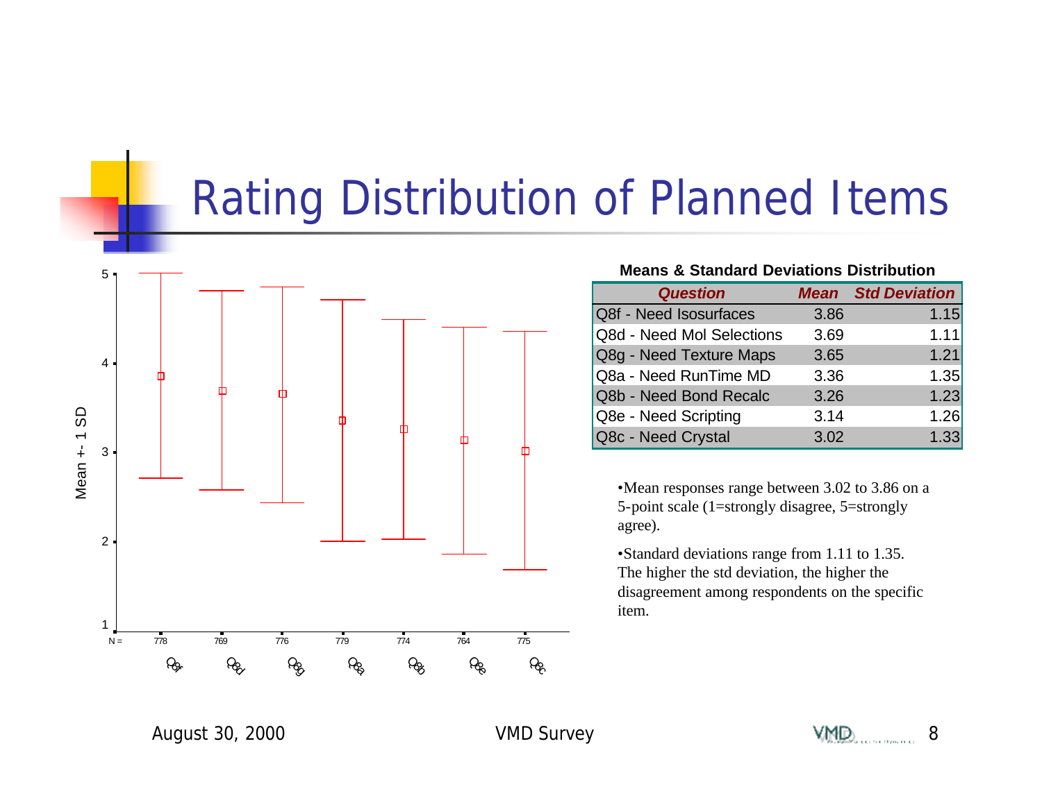# Rating Distribution of Planned Items

**Means & Standard Deviations Distribution**

| Question | Mean | Std Deviation |
|---|---|---|
| Q8f - Need Isosurfaces | 3.86 | 1.15 |
| Q8d - Need Mol Selections | 3.69 | 1.11 |
| Q8g - Need Texture Maps | 3.65 | 1.21 |
| Q8a - Need RunTime MD | 3.36 | 1.35 |
| Q8b - Need Bond Recalc | 3.26 | 1.23 |
| Q8e - Need Scripting | 3.14 | 1.26 |
| Q8c - Need Crystal | 3.02 | 1.33 |

- Mean responses range between 3.02 to 3.86 on a 5-point scale (1=strongly disagree, 5=strongly agree).
- Standard deviations range from 1.11 to 1.35. The higher the std deviation, the higher the disagreement among respondents on the specific item.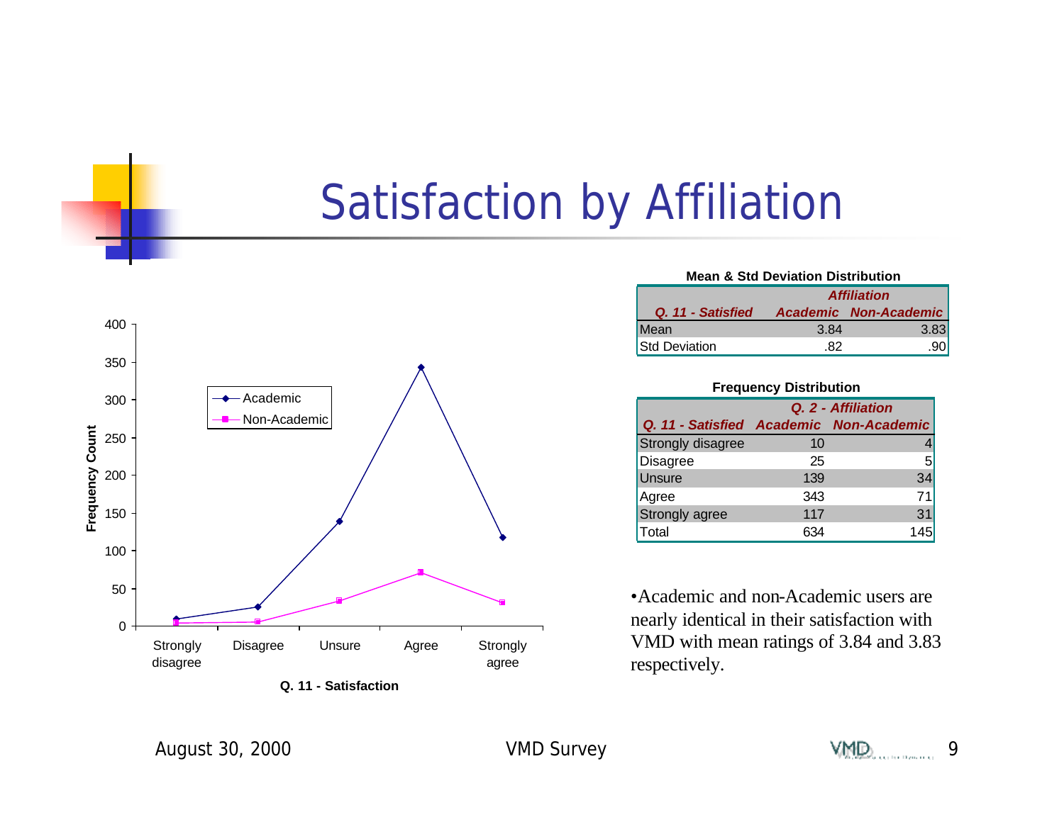# Satisfaction by Affiliation

**Mean & Std Deviation Distribution**

| Q. 11 - Satisfied | Affiliation | |
|---|---|---|
| | Academic | Non-Academic |
| Mean | 3.84 | 3.83 |
| Std Deviation | .82 | .90 |

**Frequency Distribution**

| Q. 11 - Satisfied | Q. 2 - Affiliation | |
|---|---|---|
| | Academic | Non-Academic |
| Strongly disagree | 10 | 4 |
| Disagree | 25 | 5 |
| Unsure | 139 | 34 |
| Agree | 343 | 71 |
| Strongly agree | 117 | 31 |
| Total | 634 | 145 |

- Academic and non-Academic users are nearly identical in their satisfaction with VMD with mean ratings of 3.84 and 3.83 respectively.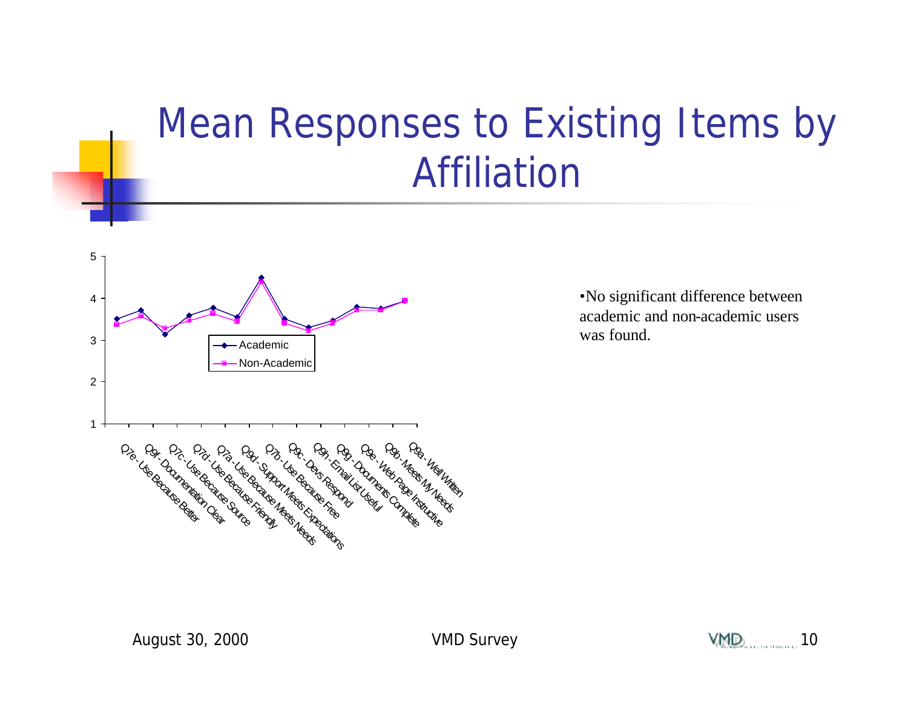# Mean Responses to Existing Items by Affiliation

- No significant difference between academic and non-academic users was found.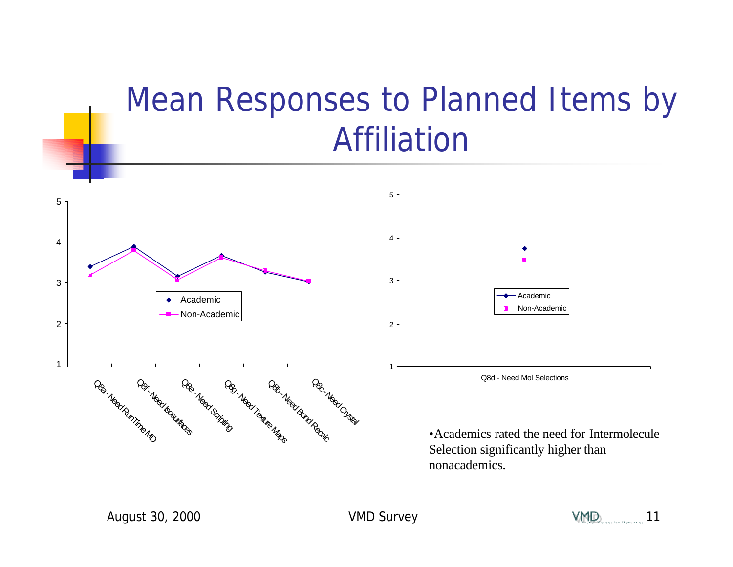# Mean Responses to Planned Items by Affiliation

Chart 1 (y-axis 1–5). Series: Academic, Non-Academic. Categories:
- Q8a - Need RunTime MD
- Q8f - Need Isosurfaces
- Q8e - Need Scripting
- Q8g - Need Texture Maps
- Q8b - Need Bond Recalc
- Q8c - Need Crystal

Chart 2 (y-axis 1–5). Series: Academic, Non-Academic. Category:
- Q8d - Need Mol Selections

- Academics rated the need for Intermolecule Selection significantly higher than nonacademics.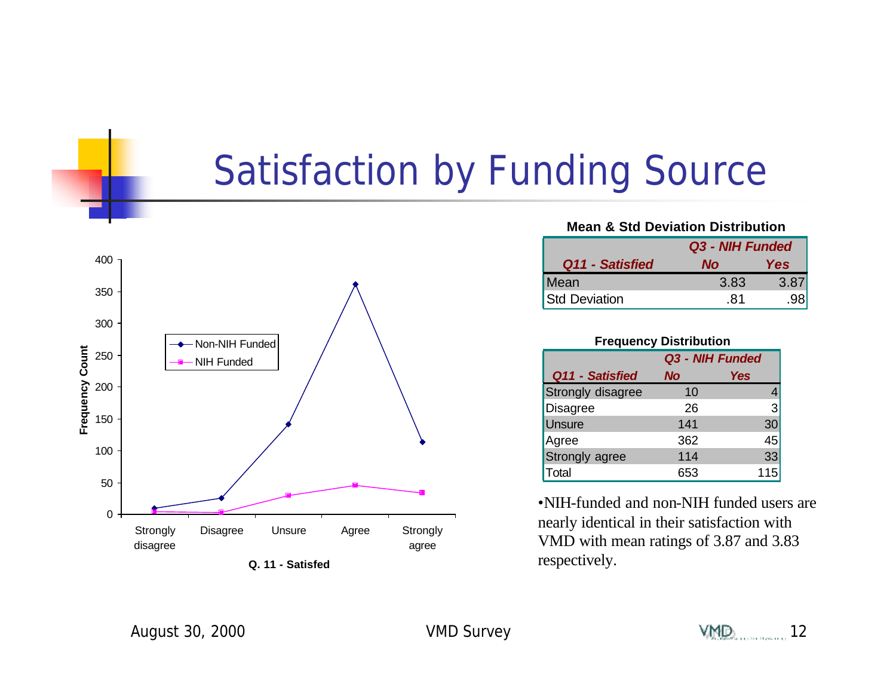# Satisfaction by Funding Source

**Mean & Std Deviation Distribution**

| Q11 - Satisfied | Q3 - NIH Funded No | Q3 - NIH Funded Yes |
|---|---|---|
| Mean | 3.83 | 3.87 |
| Std Deviation | .81 | .98 |

**Frequency Distribution**

| Q11 - Satisfied | Q3 - NIH Funded No | Q3 - NIH Funded Yes |
|---|---|---|
| Strongly disagree | 10 | 4 |
| Disagree | 26 | 3 |
| Unsure | 141 | 30 |
| Agree | 362 | 45 |
| Strongly agree | 114 | 33 |
| Total | 653 | 115 |

- NIH-funded and non-NIH funded users are nearly identical in their satisfaction with VMD with mean ratings of 3.87 and 3.83 respectively.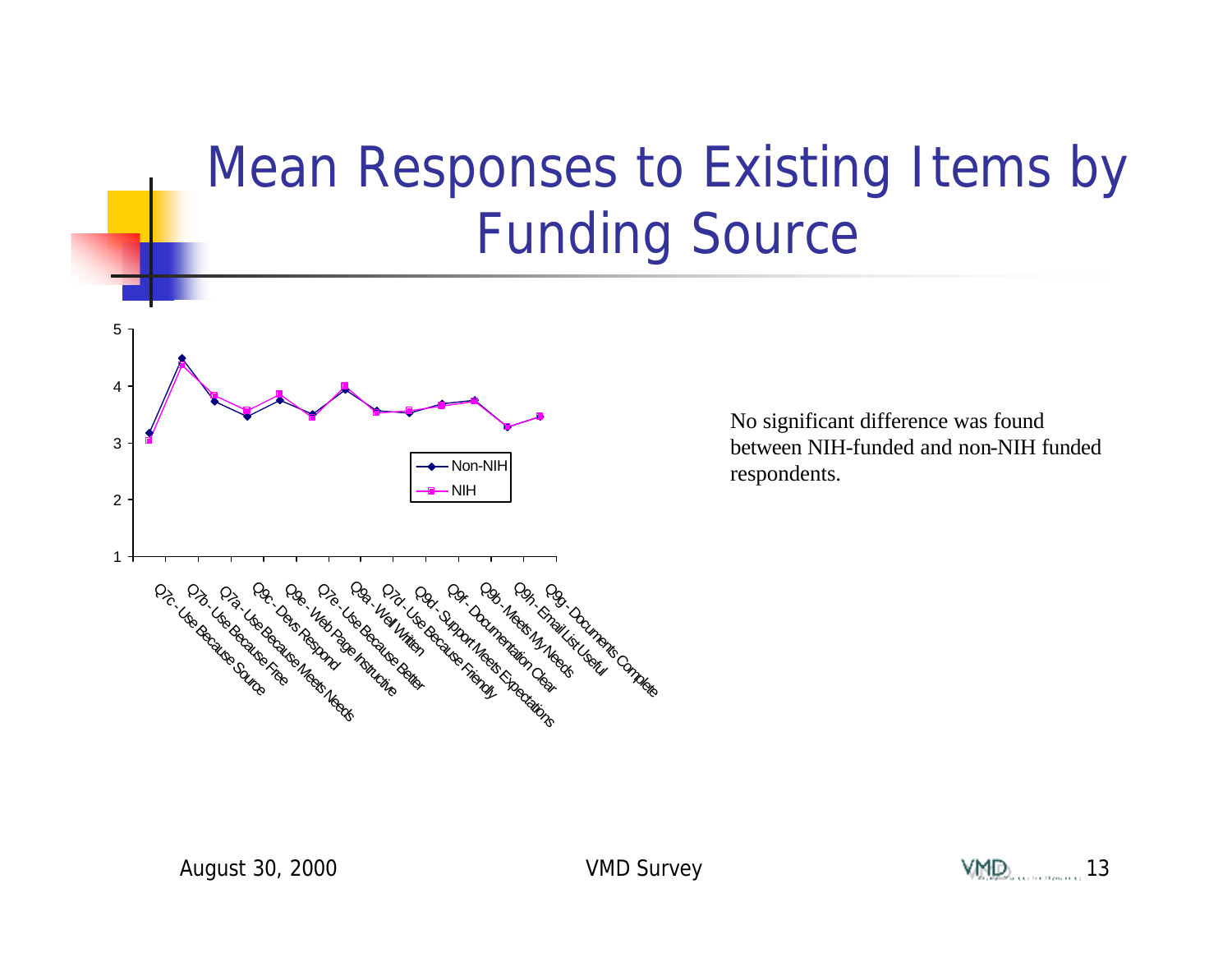# Mean Responses to Existing Items by Funding Source

No significant difference was found between NIH-funded and non-NIH funded respondents.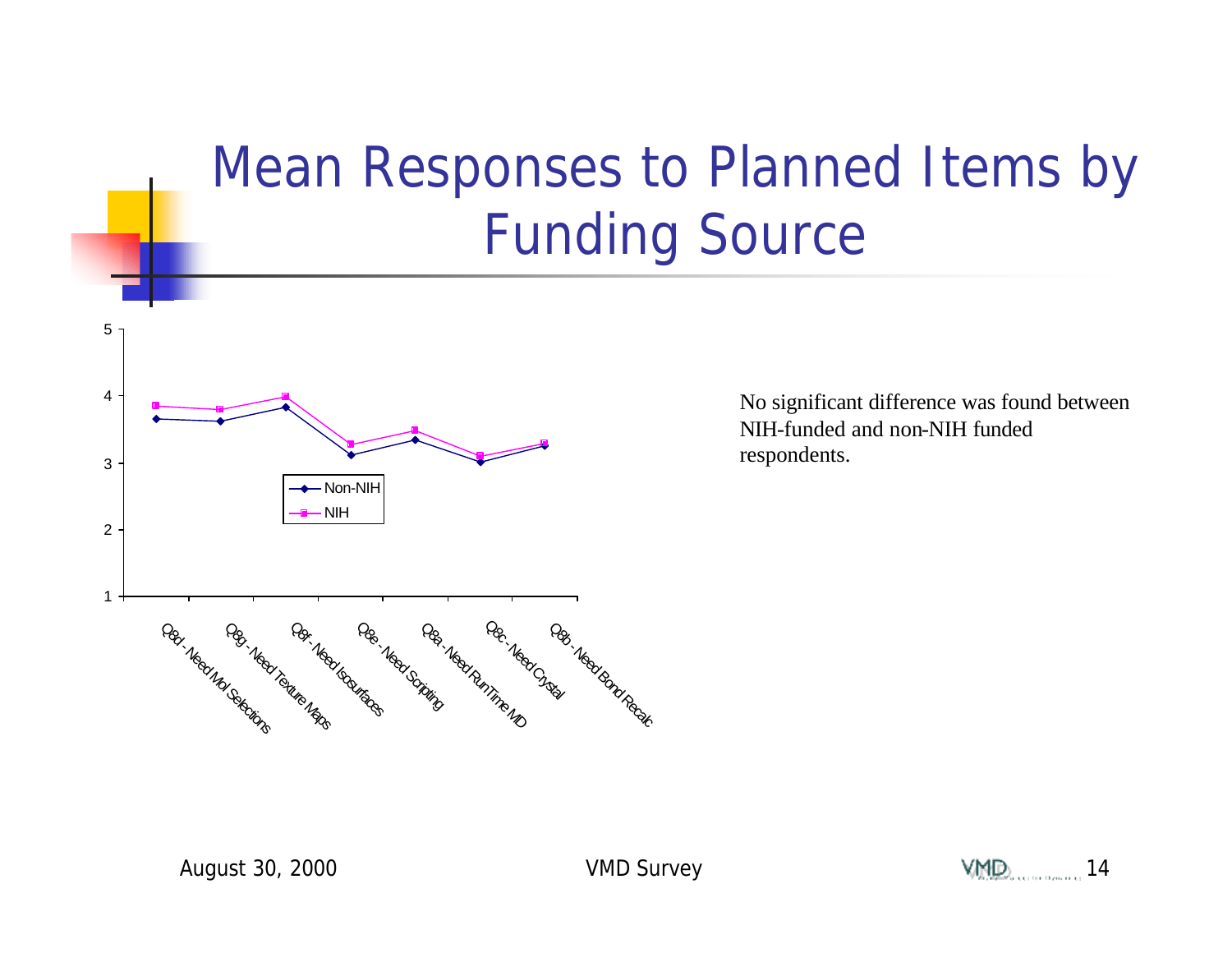# Mean Responses to Planned Items by Funding Source

No significant difference was found between NIH-funded and non-NIH funded respondents.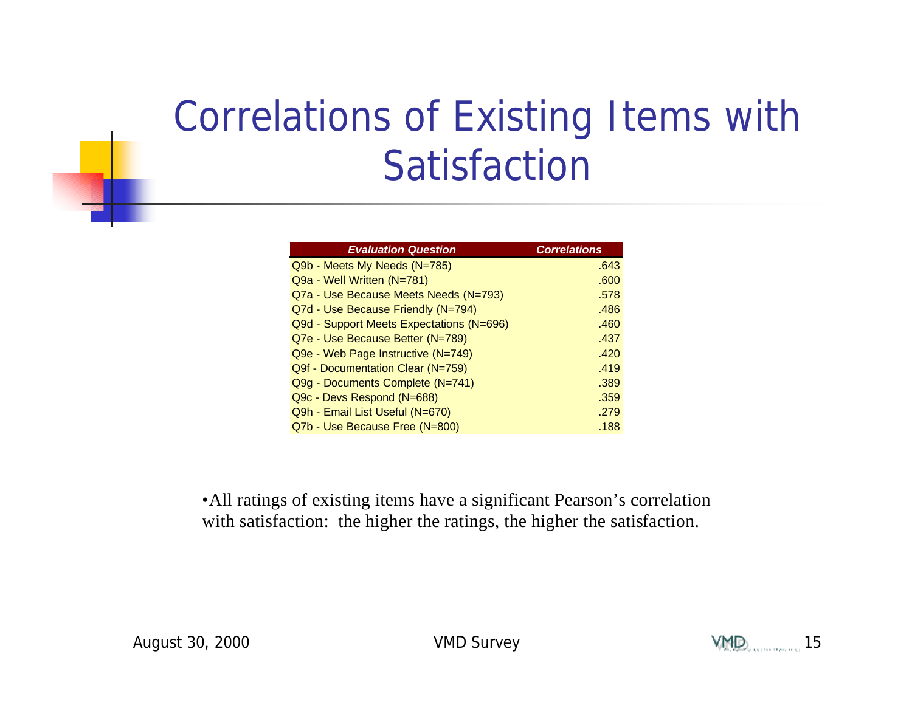# Correlations of Existing Items with Satisfaction

| *Evaluation Question* | *Correlations* |
|---|---|
| Q9b - Meets My Needs (N=785) | .643 |
| Q9a - Well Written (N=781) | .600 |
| Q7a - Use Because Meets Needs (N=793) | .578 |
| Q7d - Use Because Friendly (N=794) | .486 |
| Q9d - Support Meets Expectations (N=696) | .460 |
| Q7e - Use Because Better (N=789) | .437 |
| Q9e - Web Page Instructive (N=749) | .420 |
| Q9f - Documentation Clear (N=759) | .419 |
| Q9g - Documents Complete (N=741) | .389 |
| Q9c - Devs Respond (N=688) | .359 |
| Q9h - Email List Useful (N=670) | .279 |
| Q7b - Use Because Free (N=800) | .188 |

- All ratings of existing items have a significant Pearson's correlation with satisfaction: the higher the ratings, the higher the satisfaction.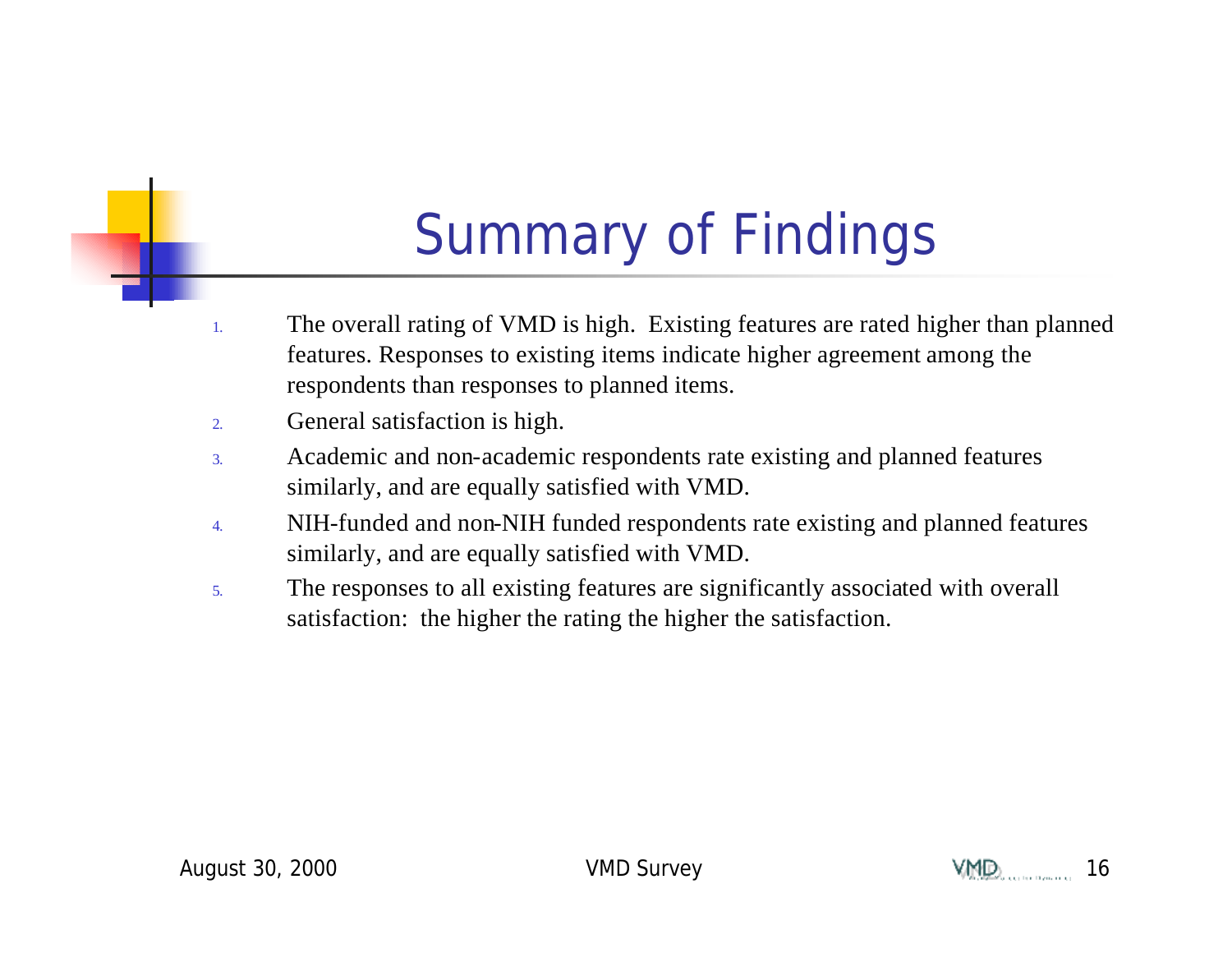# Summary of Findings

1. The overall rating of VMD is high. Existing features are rated higher than planned features. Responses to existing items indicate higher agreement among the respondents than responses to planned items.
2. General satisfaction is high.
3. Academic and non-academic respondents rate existing and planned features similarly, and are equally satisfied with VMD.
4. NIH-funded and non-NIH funded respondents rate existing and planned features similarly, and are equally satisfied with VMD.
5. The responses to all existing features are significantly associated with overall satisfaction: the higher the rating the higher the satisfaction.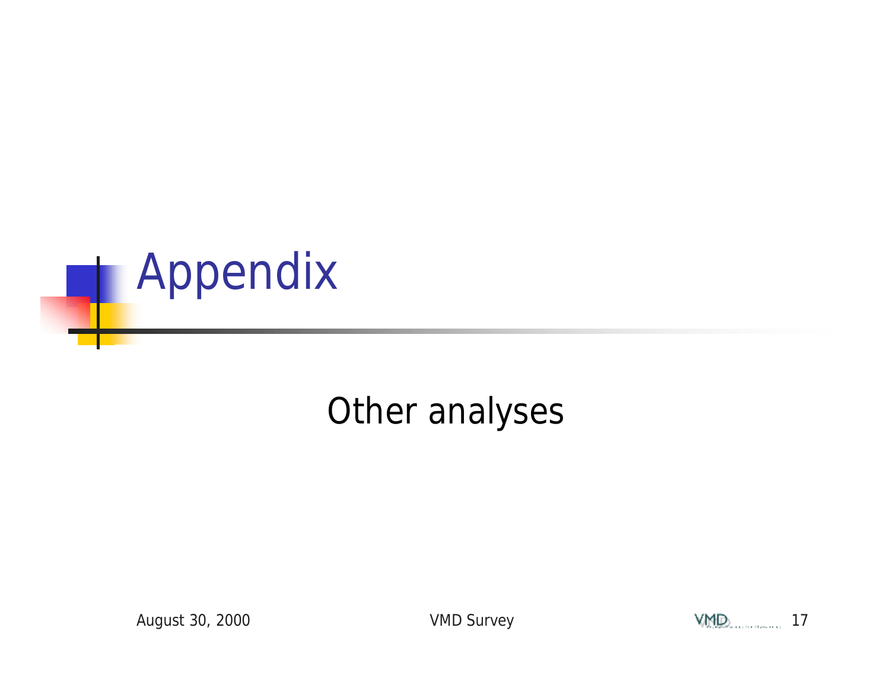# Appendix

Other analyses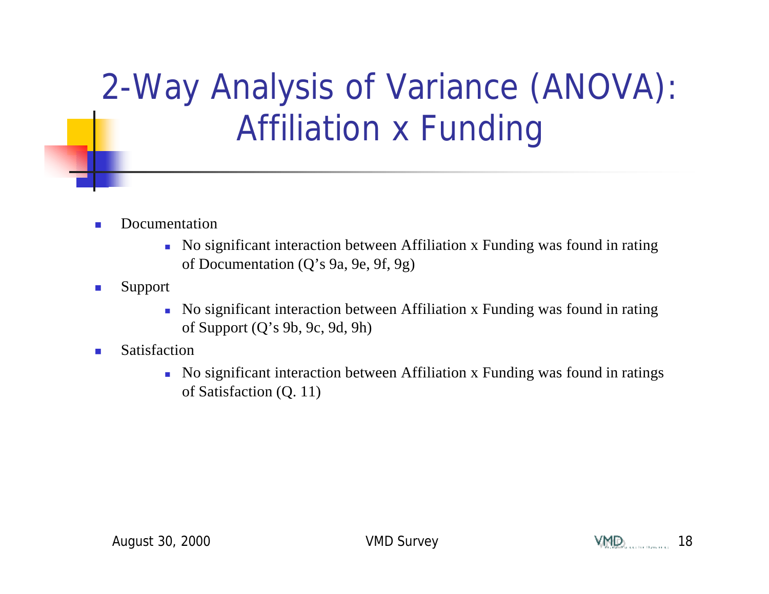# 2-Way Analysis of Variance (ANOVA): Affiliation x Funding

- Documentation
  - No significant interaction between Affiliation x Funding was found in rating of Documentation (Q's 9a, 9e, 9f, 9g)
- Support
  - No significant interaction between Affiliation x Funding was found in rating of Support (Q's 9b, 9c, 9d, 9h)
- Satisfaction
  - No significant interaction between Affiliation x Funding was found in ratings of Satisfaction (Q. 11)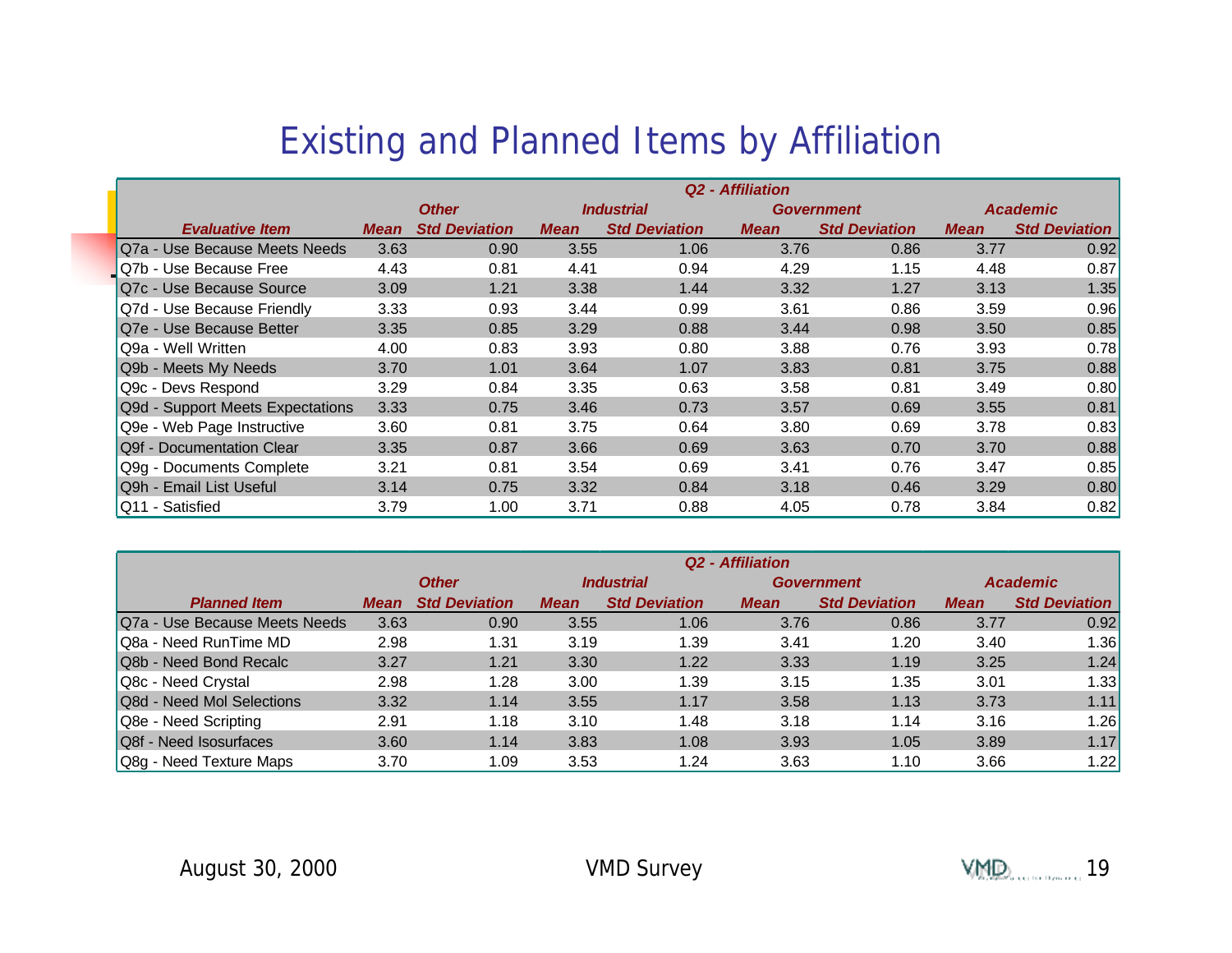# Existing and Planned Items by Affiliation

| | Q2 - Affiliation | | | | | | | |
|---|---|---|---|---|---|---|---|---|
| | Other | | Industrial | | Government | | Academic | |
| Evaluative Item | Mean | Std Deviation | Mean | Std Deviation | Mean | Std Deviation | Mean | Std Deviation |
| Q7a - Use Because Meets Needs | 3.63 | 0.90 | 3.55 | 1.06 | 3.76 | 0.86 | 3.77 | 0.92 |
| Q7b - Use Because Free | 4.43 | 0.81 | 4.41 | 0.94 | 4.29 | 1.15 | 4.48 | 0.87 |
| Q7c - Use Because Source | 3.09 | 1.21 | 3.38 | 1.44 | 3.32 | 1.27 | 3.13 | 1.35 |
| Q7d - Use Because Friendly | 3.33 | 0.93 | 3.44 | 0.99 | 3.61 | 0.86 | 3.59 | 0.96 |
| Q7e - Use Because Better | 3.35 | 0.85 | 3.29 | 0.88 | 3.44 | 0.98 | 3.50 | 0.85 |
| Q9a - Well Written | 4.00 | 0.83 | 3.93 | 0.80 | 3.88 | 0.76 | 3.93 | 0.78 |
| Q9b - Meets My Needs | 3.70 | 1.01 | 3.64 | 1.07 | 3.83 | 0.81 | 3.75 | 0.88 |
| Q9c - Devs Respond | 3.29 | 0.84 | 3.35 | 0.63 | 3.58 | 0.81 | 3.49 | 0.80 |
| Q9d - Support Meets Expectations | 3.33 | 0.75 | 3.46 | 0.73 | 3.57 | 0.69 | 3.55 | 0.81 |
| Q9e - Web Page Instructive | 3.60 | 0.81 | 3.75 | 0.64 | 3.80 | 0.69 | 3.78 | 0.83 |
| Q9f - Documentation Clear | 3.35 | 0.87 | 3.66 | 0.69 | 3.63 | 0.70 | 3.70 | 0.88 |
| Q9g - Documents Complete | 3.21 | 0.81 | 3.54 | 0.69 | 3.41 | 0.76 | 3.47 | 0.85 |
| Q9h - Email List Useful | 3.14 | 0.75 | 3.32 | 0.84 | 3.18 | 0.46 | 3.29 | 0.80 |
| Q11 - Satisfied | 3.79 | 1.00 | 3.71 | 0.88 | 4.05 | 0.78 | 3.84 | 0.82 |

| | Q2 - Affiliation | | | | | | | |
|---|---|---|---|---|---|---|---|---|
| | Other | | Industrial | | Government | | Academic | |
| Planned Item | Mean | Std Deviation | Mean | Std Deviation | Mean | Std Deviation | Mean | Std Deviation |
| Q7a - Use Because Meets Needs | 3.63 | 0.90 | 3.55 | 1.06 | 3.76 | 0.86 | 3.77 | 0.92 |
| Q8a - Need RunTime MD | 2.98 | 1.31 | 3.19 | 1.39 | 3.41 | 1.20 | 3.40 | 1.36 |
| Q8b - Need Bond Recalc | 3.27 | 1.21 | 3.30 | 1.22 | 3.33 | 1.19 | 3.25 | 1.24 |
| Q8c - Need Crystal | 2.98 | 1.28 | 3.00 | 1.39 | 3.15 | 1.35 | 3.01 | 1.33 |
| Q8d - Need Mol Selections | 3.32 | 1.14 | 3.55 | 1.17 | 3.58 | 1.13 | 3.73 | 1.11 |
| Q8e - Need Scripting | 2.91 | 1.18 | 3.10 | 1.48 | 3.18 | 1.14 | 3.16 | 1.26 |
| Q8f - Need Isosurfaces | 3.60 | 1.14 | 3.83 | 1.08 | 3.93 | 1.05 | 3.89 | 1.17 |
| Q8g - Need Texture Maps | 3.70 | 1.09 | 3.53 | 1.24 | 3.63 | 1.10 | 3.66 | 1.22 |